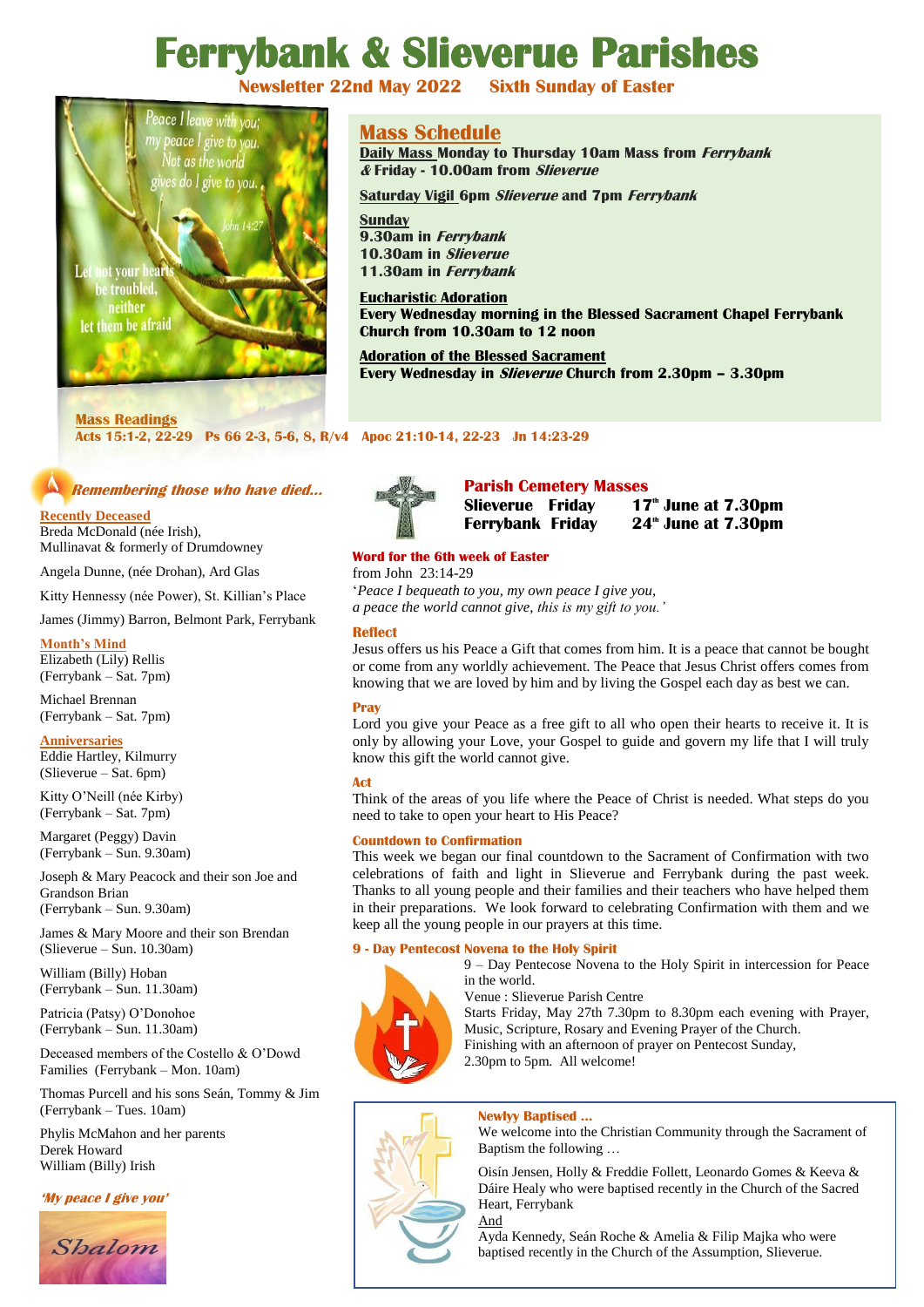# Ferrybank & Slieverue Parishes

**Newsletter 22nd May 2022 Sixth Sunday of Easter**

Peace I leave with you; my peace I give to you. Not as the world gives do I give to you. John 14:27

Let not your hearts be troubled, neither let them be afraid

## Mass Schedule

**Daily Mass Monday to Thursday 10am Mass from *Ferrybank* & Friday - 10.00am from *Slieverue***

**Saturday Vigil 6pm *Slieverue* and 7pm *Ferrybank***

**Sunday**
**9.30am in *Ferrybank***
**10.30am in *Slieverue***
**11.30am in *Ferrybank***

**Eucharistic Adoration**
**Every Wednesday morning in the Blessed Sacrament Chapel Ferrybank Church from 10.30am to 12 noon**

**Adoration of the Blessed Sacrament**
**Every Wednesday in *Slieverue* Church from 2.30pm – 3.30pm**

**Mass Readings**
**Acts 15:1-2, 22-29 Ps 66 2-3, 5-6, 8, R/v4 Apoc 21:10-14, 22-23 Jn 14:23-29**

### *Remembering those who have died…*

**Recently Deceased**
Breda McDonald (née Irish), Mullinavat & formerly of Drumdowney

Angela Dunne, (née Drohan), Ard Glas

Kitty Hennessy (née Power), St. Killian's Place

James (Jimmy) Barron, Belmont Park, Ferrybank

**Month's Mind**
Elizabeth (Lily) Rellis (Ferrybank – Sat. 7pm)

Michael Brennan (Ferrybank – Sat. 7pm)

**Anniversaries**
Eddie Hartley, Kilmurry (Slieverue – Sat. 6pm)

Kitty O'Neill (née Kirby) (Ferrybank – Sat. 7pm)

Margaret (Peggy) Davin (Ferrybank – Sun. 9.30am)

Joseph & Mary Peacock and their son Joe and Grandson Brian (Ferrybank – Sun. 9.30am)

James & Mary Moore and their son Brendan (Slieverue – Sun. 10.30am)

William (Billy) Hoban (Ferrybank – Sun. 11.30am)

Patricia (Patsy) O'Donohoe (Ferrybank – Sun. 11.30am)

Deceased members of the Costello & O'Dowd Families (Ferrybank – Mon. 10am)

Thomas Purcell and his sons Seán, Tommy & Jim (Ferrybank – Tues. 10am)

Phylis McMahon and her parents
Derek Howard
William (Billy) Irish

***'My peace I give you'***

*Shalom*

### Parish Cemetery Masses

**Slieverue Friday 17th June at 7.30pm**
**Ferrybank Friday 24th June at 7.30pm**

### Word for the 6th week of Easter

from John 23:14-29
'*Peace I bequeath to you, my own peace I give you, a peace the world cannot give, this is my gift to you.'*

**Reflect**
Jesus offers us his Peace a Gift that comes from him. It is a peace that cannot be bought or come from any worldly achievement. The Peace that Jesus Christ offers comes from knowing that we are loved by him and by living the Gospel each day as best we can.

**Pray**
Lord you give your Peace as a free gift to all who open their hearts to receive it. It is only by allowing your Love, your Gospel to guide and govern my life that I will truly know this gift the world cannot give.

**Act**
Think of the areas of you life where the Peace of Christ is needed. What steps do you need to take to open your heart to His Peace?

### Countdown to Confirmation

This week we began our final countdown to the Sacrament of Confirmation with two celebrations of faith and light in Slieverue and Ferrybank during the past week. Thanks to all young people and their families and their teachers who have helped them in their preparations. We look forward to celebrating Confirmation with them and we keep all the young people in our prayers at this time.

### 9 - Day Pentecost Novena to the Holy Spirit

9 – Day Pentecose Novena to the Holy Spirit in intercession for Peace in the world.
Venue : Slieverue Parish Centre
Starts Friday, May 27th 7.30pm to 8.30pm each evening with Prayer, Music, Scripture, Rosary and Evening Prayer of the Church.
Finishing with an afternoon of prayer on Pentecost Sunday, 2.30pm to 5pm. All welcome!

### Newly Baptised …

We welcome into the Christian Community through the Sacrament of Baptism the following …

Oisín Jensen, Holly & Freddie Follett, Leonardo Gomes & Keeva & Dáire Healy who were baptised recently in the Church of the Sacred Heart, Ferrybank
And
Ayda Kennedy, Seán Roche & Amelia & Filip Majka who were baptised recently in the Church of the Assumption, Slieverue.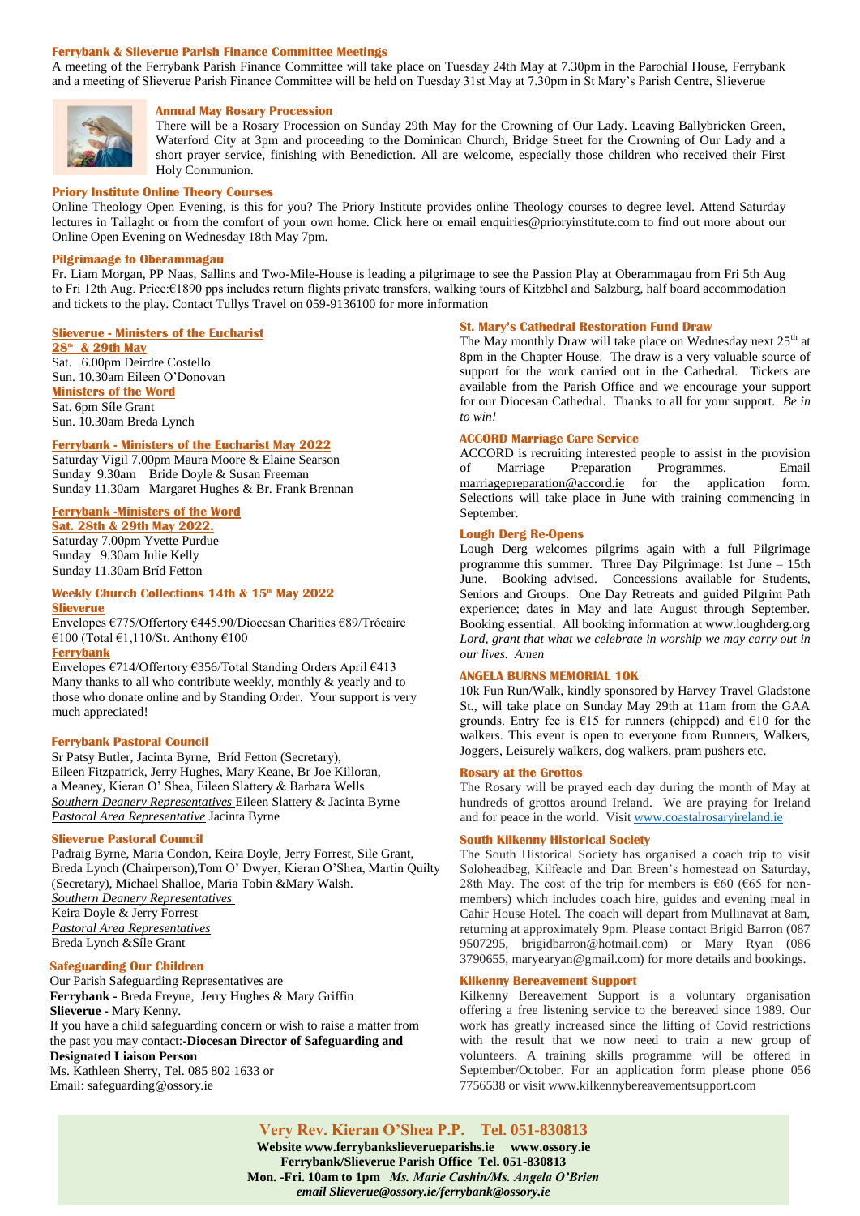### Ferrybank & Slieverue Parish Finance Committee Meetings

A meeting of the Ferrybank Parish Finance Committee will take place on Tuesday 24th May at 7.30pm in the Parochial House, Ferrybank and a meeting of Slieverue Parish Finance Committee will be held on Tuesday 31st May at 7.30pm in St Mary's Parish Centre, Slieverue

### Annual May Rosary Procession

There will be a Rosary Procession on Sunday 29th May for the Crowning of Our Lady. Leaving Ballybricken Green, Waterford City at 3pm and proceeding to the Dominican Church, Bridge Street for the Crowning of Our Lady and a short prayer service, finishing with Benediction. All are welcome, especially those children who received their First Holy Communion.

### Priory Institute Online Theory Courses

Online Theology Open Evening, is this for you? The Priory Institute provides online Theology courses to degree level. Attend Saturday lectures in Tallaght or from the comfort of your own home. Click here or email enquiries@prioryinstitute.com to find out more about our Online Open Evening on Wednesday 18th May 7pm.

### Pilgrimaage to Oberammagau

Fr. Liam Morgan, PP Naas, Sallins and Two-Mile-House is leading a pilgrimage to see the Passion Play at Oberammagau from Fri 5th Aug to Fri 12th Aug. Price:€1890 pps includes return flights private transfers, walking tours of Kitzbhel and Salzburg, half board accommodation and tickets to the play. Contact Tullys Travel on 059-9136100 for more information

### Slieverue - Ministers of the Eucharist

**28th & 29th May**

Sat. 6.00pm Deirdre Costello
Sun. 10.30am Eileen O'Donovan

**Ministers of the Word**

Sat. 6pm Síle Grant
Sun. 10.30am Breda Lynch

### Ferrybank - Ministers of the Eucharist May 2022

Saturday Vigil 7.00pm Maura Moore & Elaine Searson
Sunday 9.30am Bride Doyle & Susan Freeman
Sunday 11.30am Margaret Hughes & Br. Frank Brennan

### Ferrybank -Ministers of the Word

**Sat. 28th & 29th May 2022.**

Saturday 7.00pm Yvette Purdue
Sunday 9.30am Julie Kelly
Sunday 11.30am Bríd Fetton

### Weekly Church Collections 14th & 15th May 2022

**Slieverue**

Envelopes €775/Offertory €445.90/Diocesan Charities €89/Trócaire €100 (Total €1,110/St. Anthony €100

**Ferrybank**

Envelopes €714/Offertory €356/Total Standing Orders April €413
Many thanks to all who contribute weekly, monthly & yearly and to those who donate online and by Standing Order. Your support is very much appreciated!

### Ferrybank Pastoral Council

Sr Patsy Butler, Jacinta Byrne, Bríd Fetton (Secretary), Eileen Fitzpatrick, Jerry Hughes, Mary Keane, Br Joe Killoran, a Meaney, Kieran O' Shea, Eileen Slattery & Barbara Wells
*Southern Deanery Representatives* Eileen Slattery & Jacinta Byrne
*Pastoral Area Representative* Jacinta Byrne

### Slieverue Pastoral Council

Padraig Byrne, Maria Condon, Keira Doyle, Jerry Forrest, Sile Grant, Breda Lynch (Chairperson),Tom O' Dwyer, Kieran O'Shea, Martin Quilty (Secretary), Michael Shalloe, Maria Tobin &Mary Walsh.
*Southern Deanery Representatives*
Keira Doyle & Jerry Forrest
*Pastoral Area Representatives*
Breda Lynch &Síle Grant

### Safeguarding Our Children

Our Parish Safeguarding Representatives are
**Ferrybank -** Breda Freyne, Jerry Hughes & Mary Griffin
**Slieverue -** Mary Kenny.
If you have a child safeguarding concern or wish to raise a matter from the past you may contact:-**Diocesan Director of Safeguarding and Designated Liaison Person**
Ms. Kathleen Sherry, Tel. 085 802 1633 or
Email: safeguarding@ossory.ie

### St. Mary's Cathedral Restoration Fund Draw

The May monthly Draw will take place on Wednesday next 25th at 8pm in the Chapter House. The draw is a very valuable source of support for the work carried out in the Cathedral. Tickets are available from the Parish Office and we encourage your support for our Diocesan Cathedral. Thanks to all for your support. *Be in to win!*

### ACCORD Marriage Care Service

ACCORD is recruiting interested people to assist in the provision of Marriage Preparation Programmes. Email marriagepreparation@accord.ie for the application form. Selections will take place in June with training commencing in September.

### Lough Derg Re-Opens

Lough Derg welcomes pilgrims again with a full Pilgrimage programme this summer. Three Day Pilgrimage: 1st June – 15th June. Booking advised. Concessions available for Students, Seniors and Groups. One Day Retreats and guided Pilgrim Path experience; dates in May and late August through September. Booking essential. All booking information at www.loughderg.org
*Lord, grant that what we celebrate in worship we may carry out in our lives. Amen*

### ANGELA BURNS MEMORIAL 10K

10k Fun Run/Walk, kindly sponsored by Harvey Travel Gladstone St., will take place on Sunday May 29th at 11am from the GAA grounds. Entry fee is €15 for runners (chipped) and €10 for the walkers. This event is open to everyone from Runners, Walkers, Joggers, Leisurely walkers, dog walkers, pram pushers etc.

### Rosary at the Grottos

The Rosary will be prayed each day during the month of May at hundreds of grottos around Ireland. We are praying for Ireland and for peace in the world. Visit www.coastalrosaryireland.ie

### South Kilkenny Historical Society

The South Historical Society has organised a coach trip to visit Soloheadbeg, Kilfeacle and Dan Breen's homestead on Saturday, 28th May. The cost of the trip for members is €60 (€65 for non-members) which includes coach hire, guides and evening meal in Cahir House Hotel. The coach will depart from Mullinavat at 8am, returning at approximately 9pm. Please contact Brigid Barron (087 9507295, brigidbarron@hotmail.com) or Mary Ryan (086 3790655, maryearyan@gmail.com) for more details and bookings.

### Kilkenny Bereavement Support

Kilkenny Bereavement Support is a voluntary organisation offering a free listening service to the bereaved since 1989. Our work has greatly increased since the lifting of Covid restrictions with the result that we now need to train a new group of volunteers. A training skills programme will be offered in September/October. For an application form please phone 056 7756538 or visit www.kilkennybereavementsupport.com

**Very Rev. Kieran O'Shea P.P. Tel. 051-830813**
**Website www.ferrybankslieverueparishs.ie www.ossory.ie**
**Ferrybank/Slieverue Parish Office Tel. 051-830813**
**Mon. -Fri. 10am to 1pm** ***Ms. Marie Cashin/Ms. Angela O'Brien***
***email Slieverue@ossory.ie/ferrybank@ossory.ie***